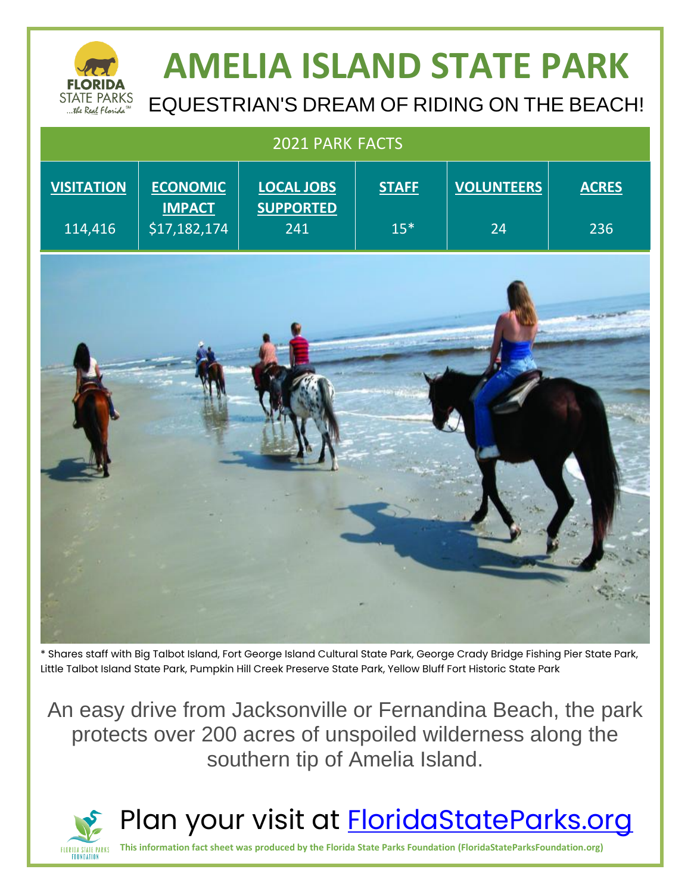# AMELIA ISLAND STATE PARK

## EQUESTRIAN'S DREAM OF RIDING ON THE BEACH!

| 2021 PARK FACTS | | | | | |
|---|---|---|---|---|---|
| **VISITATION** | **ECONOMIC IMPACT** | **LOCAL JOBS SUPPORTED** | **STAFF** | **VOLUNTEERS** | **ACRES** |
| 114,416 | $17,182,174 | 241 | 15* | 24 | 236 |

* Shares staff with Big Talbot Island, Fort George Island Cultural State Park, George Crady Bridge Fishing Pier State Park, Little Talbot Island State Park, Pumpkin Hill Creek Preserve State Park, Yellow Bluff Fort Historic State Park

An easy drive from Jacksonville or Fernandina Beach, the park protects over 200 acres of unspoiled wilderness along the southern tip of Amelia Island.

Plan your visit at [FloridaStateParks.org](https://FloridaStateParks.org)

**This information fact sheet was produced by the Florida State Parks Foundation (FloridaStateParksFoundation.org)**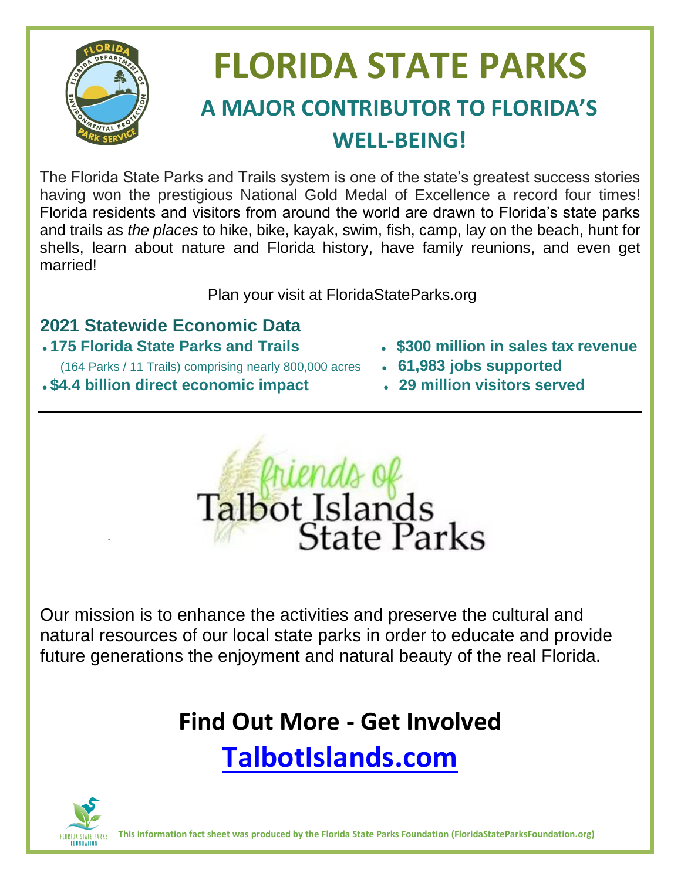# FLORIDA STATE PARKS

## A MAJOR CONTRIBUTOR TO FLORIDA'S WELL-BEING!

The Florida State Parks and Trails system is one of the state's greatest success stories having won the prestigious National Gold Medal of Excellence a record four times! Florida residents and visitors from around the world are drawn to Florida's state parks and trails as *the places* to hike, bike, kayak, swim, fish, camp, lay on the beach, hunt for shells, learn about nature and Florida history, have family reunions, and even get married!

Plan your visit at FloridaStateParks.org

### 2021 Statewide Economic Data

- **175 Florida State Parks and Trails**
  (164 Parks / 11 Trails) comprising nearly 800,000 acres
- **$4.4 billion direct economic impact**
- **$300 million in sales tax revenue**
- **61,983 jobs supported**
- **29 million visitors served**

---

friends of Talbot Islands State Parks

Our mission is to enhance the activities and preserve the cultural and natural resources of our local state parks in order to educate and provide future generations the enjoyment and natural beauty of the real Florida.

## Find Out More - Get Involved

## TalbotIslands.com

**This information fact sheet was produced by the Florida State Parks Foundation (FloridaStateParksFoundation.org)**